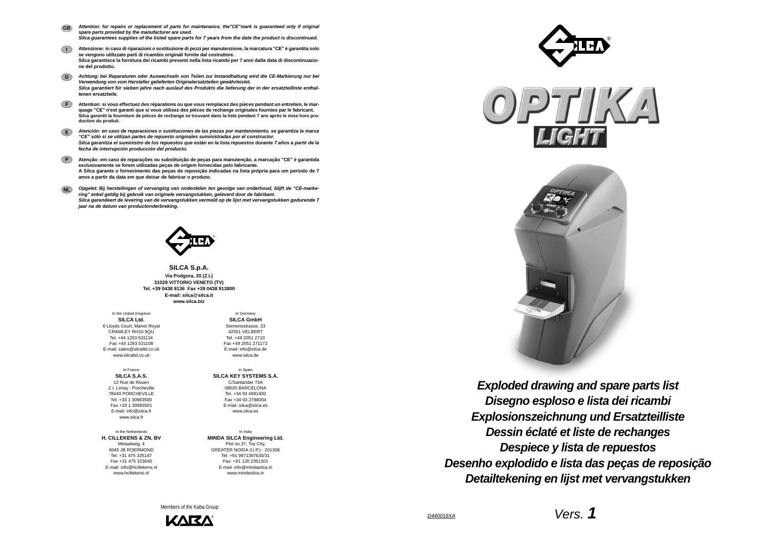**GB** *Attention: for repairs or replacement of parts for maintenance, the"CE"mark is guaranteed only if original spare parts provided by the manufacturer are used.*
*Silca guarantees supplies of the listed spare parts for 7 years from the date the product is discontinued.*

**I** **Attenzione: in caso di riparazioni o sostituzione di pezzi per manutenzione, la marcatura "CE" è garantita solo se vengono utilizzate parti di ricambio originali fornite dal costruttore.**
**Silca garantisce la fornitura dei ricambi presenti nella lista ricambi per 7 anni dalla data di discontinuazione del prodotto.**

**D** *Achtung: bei Reparaturen oder Auswechseln von Teilen zur Instandhaltung wird die CE-Markierung nur bei Verwendung von vom Hersteller gelieferten Originalersatzteilen gewährleistet.*
*Silca garantiert für sieben jahre nach auslauf des Produkts die lieferung der in der ersatzteilliste enthaltenen ersatzteile.*

**F** **Attention: si vous effectuez des réparations ou que vous remplacez des pièces pendant un entretien, le marquage "CE" n'est garanti que si vous utilisez des pièces de rechange originales fournies par le fabricant.**
**Silca garantit la fourniture de pièces de rechange se trouvant dans la liste pendant 7 ans après le mise hors production du produit.**

**E** *Atención: en caso de reparaciones o sustituciones de las piezas por mantenimiento, se garantiza la marca "CE" sólo si se utilizan partes de repuesto originales suministradas por el constructor.*
*Silca garantiza el suministro de los repuestos que están en la lista repuestos durante 7 años a partir de la fecha de interrupción producción del producto.*

**P** **Atenção: em caso de reparações ou substituição de peças para manutenção, a marcação "CE" é garantida exclusivamente se forem utilizadas peças de origem fornecidas pelo fabricante.**
**A Silca garante o fornecimento das peças de reposição indicadas na lista própria para um período de 7 anos a partir da data em que deixar de fabricar o produto.**

**NL** *Opgelet: Bij herstellingen of vervanging van onderdelen ten gevolge van onderhoud, blijft de "CE-markering" enkel geldig bij gebruik van originele vervangstukken, geleverd door de fabrikant.*
*Silca garandeert de levering van de vervangstukken vermeld op de lijst met vervangstukken gedurende 7 jaar na de datum van productonderbreking.*

**SILCA S.p.A.**
**Via Podgora, 20 (Z.I.)**
**31029 VITTORIO VENETO (TV)**
**Tel. +39 0438 9136 Fax +39 0438 913800**
**E-mail: silca@silca.it**
**www.silca.biz**

In the United Kingdom
**SILCA Ltd.**
6 Lloyds Court, Manor Royal
CRAWLEY RH10 9QU
Tel. +44 1293 531134
Fax +44 1293 531108
E-mail: sales@silcaltd.co.uk
www.silcaltd.co.uk

In Germany
**SILCA GmbH**
Siemensstrasse, 33
42551 VELBERT
Tel. +49 2051 2710
Fax +49 2051 271172
E-mail: info@silca.de
www.silca.de

In France
**SILCA S.A.S.**
12 Rue de Rouen
Z.I. Limay - Porcheville
78440 PORCHEVILLE
Tel. +33 1 30983500
Fax +33 1 30983501
E-mail: info@silca.fr
www.silca.fr

In Spain
**SILCA KEY SYSTEMS S.A.**
C/Santander 73A
08020 BARCELONA
Tel. +34 93 4981400
Fax +34 93 2788004
E-mail: silca@silca.es
www.silca.es

In the Netherlands
**H. CILLEKENS & ZN. BV**
Metaalweg, 4
6045 JB ROERMOND
Tel. +31 475 325147
Fax +31 475 323640
E-mail: info@hcillekens.nl
www.hcillekens.nl

In India
**MINDA SILCA Engineering Ltd.**
Plot no.37, Toy City,
GREATER NOIDA (U.P.) - 201308
Tel: +91 9871397630/31
Fax: +91 120 2351301
E-mail: info@mindasilca.in
www.mindasilca.in

Members of the Kaba Group

KABA

# OPTIKA LIGHT

## *Exploded drawing and spare parts list*
## *Disegno esploso e lista dei ricambi*
## *Explosionszeichnung und Ersatzteilliste*
## *Dessin éclaté et liste de rechanges*
## *Despiece y lista de repuestos*
## *Desenho explodido e lista das peças de reposição*
## *Detailtekening en lijst met vervangstukken*

*D440019XA*

*Vers.* **1**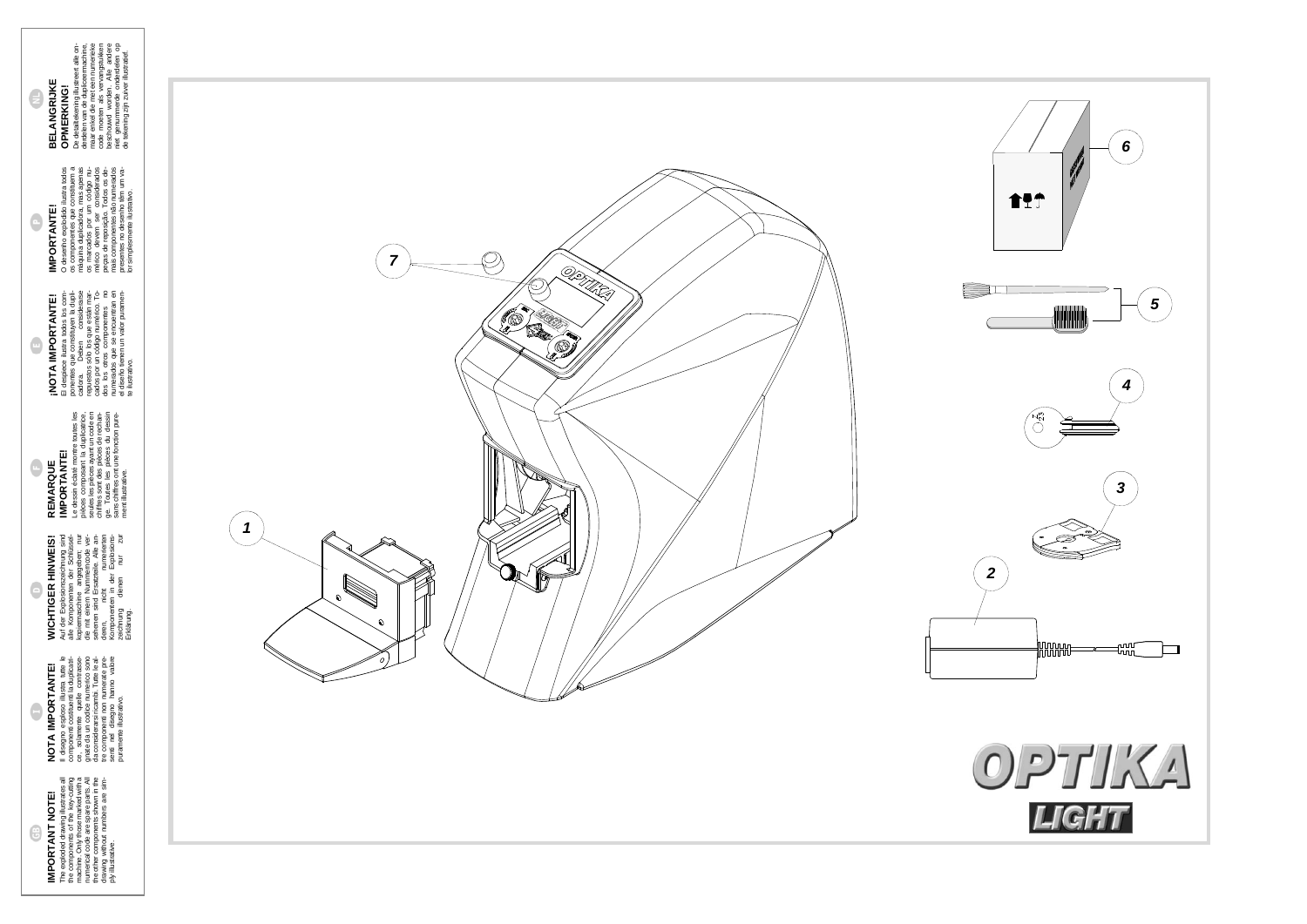## IMPORTANT NOTE!

The exploded drawing illustrates all the components of the key-cutting machine. Only those marked with a numerical code are spare parts. All the other components shown in the drawing without numbers are simply illustrative.

## NOTA IMPORTANTE!

Il disegno esploso illustra tutte le componenti costituenti la duplicatrice, solamente quelle contrassegnate da un codice numerico sono da considerarsi ricambi. Tutte le altre componenti non numerate presenti nel disegno hanno valore puramente illustrativo.

## WICHTIGER HINWEIS!

Auf der Explosionszeichnung sind alle Komponenten der Schlüsselkopiermaschine angegeben; nur die mit einem Nummerncode versehenen sind Ersatzteile. Alle anderen, nicht numerierten Komponenten in der Explosionszeichnung dienen nur zur Erklärung.

## REMARQUE IMPORTANTE!

Le dessin éclaté montre toutes les pièces composant la duplicatrice, seules les pièces ayant un code en chiffres sont des pièces de rechange. Toutes les pièces du dessin sans chiffres ont une fonction purement illustrative.

## ¡NOTA IMPORTANTE!

El despiece ilustra todos los componentes que constituyen la duplicadora. Deben considerarse repuestos sólo los que están marcados por un código numérico. Todos los otros componentes no numerados que se encuentran en el diseño tienen un valor puramente ilustrativo.

## IMPORTANTE!

O desenho explodido ilustra todos os componentes que constituem a máquina duplicadora, mas apenas os marcados por um código numérico devem ser considerados peças de reposição. Todos os demais componentes não numerados presentes no desenho têm um valor simplesmente ilustrativo.

## BELANGRIJKE OPMERKING!

De detailtekening illustreert alle onderdelen van de duplicermachine, maar enkel de met een numerieke code moeten als vervangstukken beschouwd worden. Alle andere niet genummerde onderdelen op de tekening zijn zuiver illustratief.

1
2
3
4
5
6
7

OPTIKA LIGHT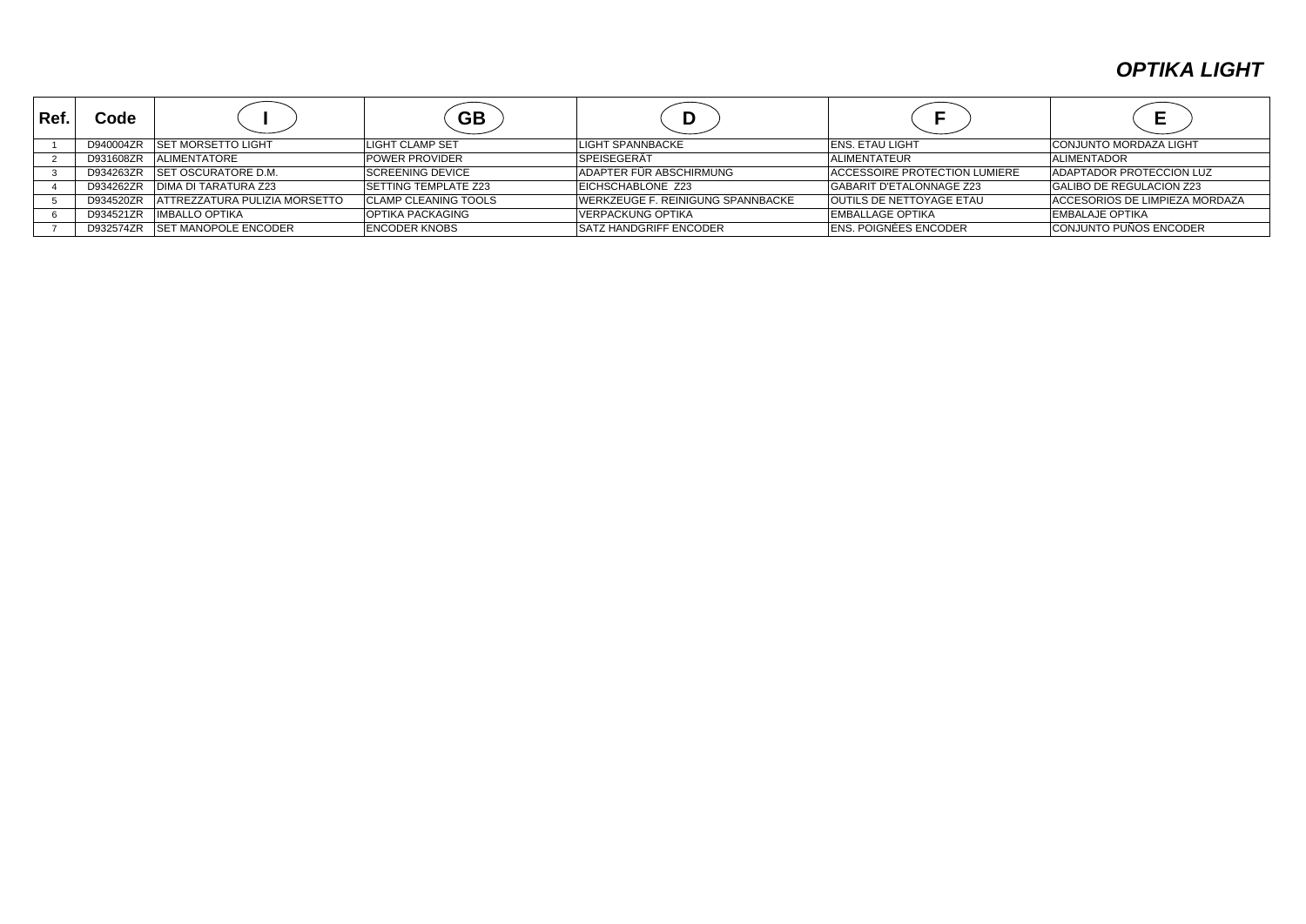# *OPTIKA LIGHT*

| Ref. | Code | I | GB | D | F | E |
|---|---|---|---|---|---|---|
| 1 | D940004ZR | SET MORSETTO LIGHT | LIGHT CLAMP SET | LIGHT SPANNBACKE | ENS. ETAU LIGHT | CONJUNTO MORDAZA LIGHT |
| 2 | D931608ZR | ALIMENTATORE | POWER PROVIDER | SPEISEGERÄT | ALIMENTATEUR | ALIMENTADOR |
| 3 | D934263ZR | SET OSCURATORE D.M. | SCREENING DEVICE | ADAPTER FÜR ABSCHIRMUNG | ACCESSOIRE PROTECTION LUMIERE | ADAPTADOR PROTECCION LUZ |
| 4 | D934262ZR | DIMA DI TARATURA Z23 | SETTING TEMPLATE Z23 | EICHSCHABLONE Z23 | GABARIT D'ETALONNAGE Z23 | GALIBO DE REGULACION Z23 |
| 5 | D934520ZR | ATTREZZATURA PULIZIA MORSETTO | CLAMP CLEANING TOOLS | WERKZEUGE F. REINIGUNG SPANNBACKE | OUTILS DE NETTOYAGE ETAU | ACCESORIOS DE LIMPIEZA MORDAZA |
| 6 | D934521ZR | IMBALLO OPTIKA | OPTIKA PACKAGING | VERPACKUNG OPTIKA | EMBALLAGE OPTIKA | EMBALAJE OPTIKA |
| 7 | D932574ZR | SET MANOPOLE ENCODER | ENCODER KNOBS | SATZ HANDGRIFF ENCODER | ENS. POIGNÉES ENCODER | CONJUNTO PUÑOS ENCODER |